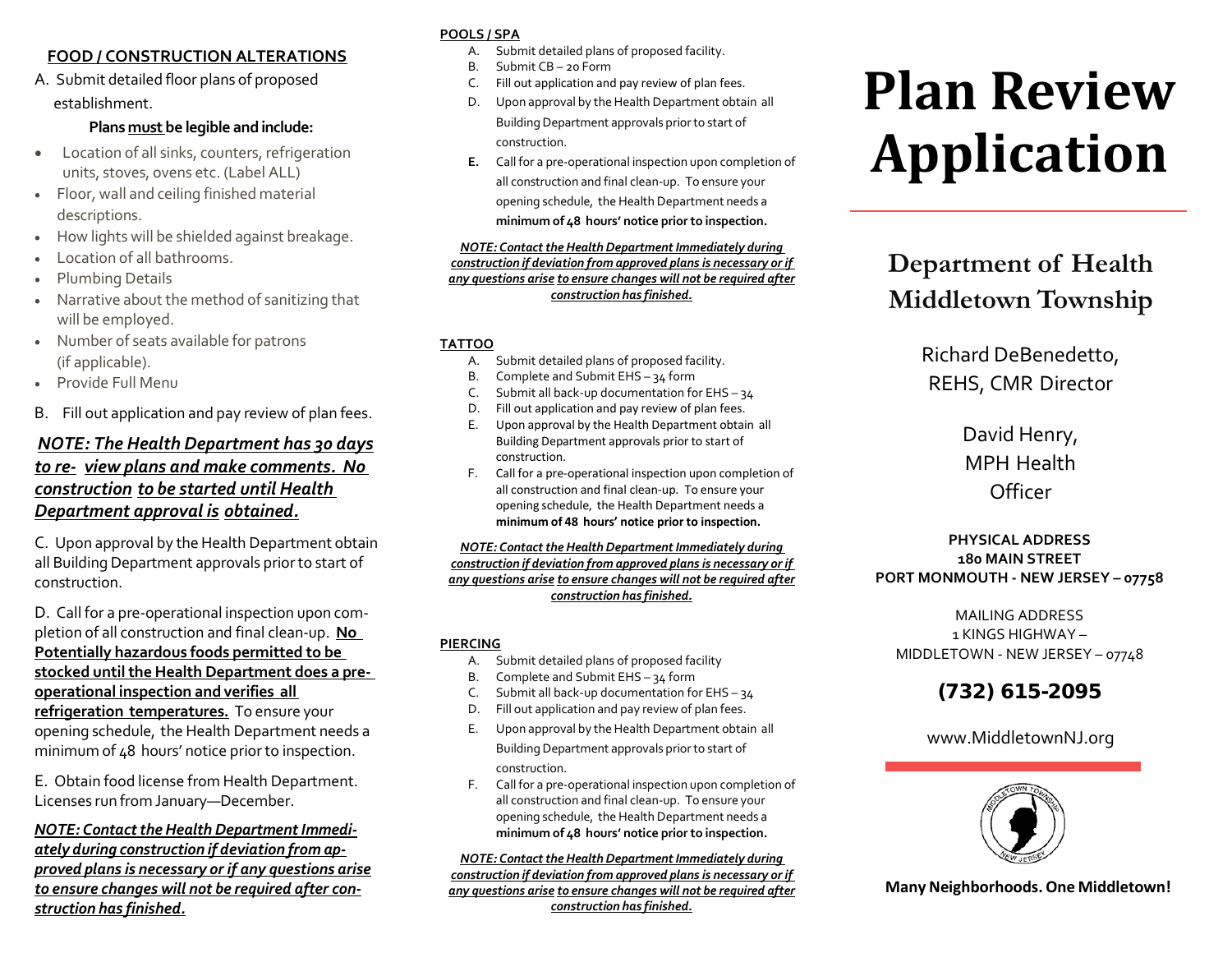## FOOD / CONSTRUCTION ALTERATIONS

A. Submit detailed floor plans of proposed establishment.

**Plans must be legible and include:**

- Location of all sinks, counters, refrigeration units, stoves, ovens etc. (Label ALL)
- Floor, wall and ceiling finished material descriptions.
- How lights will be shielded against breakage.
- Location of all bathrooms.
- Plumbing Details
- Narrative about the method of sanitizing that will be employed.
- Number of seats available for patrons (if applicable).
- Provide Full Menu

B. Fill out application and pay review of plan fees.

***NOTE: The Health Department has 30 days to re- view plans and make comments. No construction to be started until Health Department approval is obtained.***

C. Upon approval by the Health Department obtain all Building Department approvals prior to start of construction.

D. Call for a pre-operational inspection upon completion of all construction and final clean-up. **No Potentially hazardous foods permitted to be stocked until the Health Department does a pre-operational inspection and verifies all refrigeration temperatures.** To ensure your opening schedule, the Health Department needs a minimum of 48 hours' notice prior to inspection.

E. Obtain food license from Health Department. Licenses run from January—December.

***NOTE: Contact the Health Department Immediately during construction if deviation from approved plans is necessary or if any questions arise to ensure changes will not be required after construction has finished.***

## POOLS / SPA

A. Submit detailed plans of proposed facility.
B. Submit CB – 20 Form
C. Fill out application and pay review of plan fees.
D. Upon approval by the Health Department obtain all Building Department approvals prior to start of construction.
**E.** Call for a pre-operational inspection upon completion of all construction and final clean-up. To ensure your opening schedule, the Health Department needs a **minimum of 48 hours' notice prior to inspection.**

***NOTE: Contact the Health Department Immediately during construction if deviation from approved plans is necessary or if any questions arise to ensure changes will not be required after construction has finished.***

## TATTOO

A. Submit detailed plans of proposed facility.
B. Complete and Submit EHS – 34 form
C. Submit all back-up documentation for EHS – 34
D. Fill out application and pay review of plan fees.
E. Upon approval by the Health Department obtain all Building Department approvals prior to start of construction.
F. Call for a pre-operational inspection upon completion of all construction and final clean-up. To ensure your opening schedule, the Health Department needs a **minimum of 48 hours' notice prior to inspection.**

***NOTE: Contact the Health Department Immediately during construction if deviation from approved plans is necessary or if any questions arise to ensure changes will not be required after construction has finished.***

## PIERCING

A. Submit detailed plans of proposed facility
B. Complete and Submit EHS – 34 form
C. Submit all back-up documentation for EHS – 34
D. Fill out application and pay review of plan fees.
E. Upon approval by the Health Department obtain all Building Department approvals prior to start of construction.
F. Call for a pre-operational inspection upon completion of all construction and final clean-up. To ensure your opening schedule, the Health Department needs a **minimum of 48 hours' notice prior to inspection.**

***NOTE: Contact the Health Department Immediately during construction if deviation from approved plans is necessary or if any questions arise to ensure changes will not be required after construction has finished.***

# Plan Review Application

## Department of Health Middletown Township

Richard DeBenedetto, REHS, CMR Director

David Henry, MPH Health Officer

**PHYSICAL ADDRESS**
**180 MAIN STREET**
**PORT MONMOUTH - NEW JERSEY – 07758**

MAILING ADDRESS
1 KINGS HIGHWAY –
MIDDLETOWN - NEW JERSEY – 07748

**(732) 615-2095**

www.MiddletownNJ.org

**Many Neighborhoods. One Middletown!**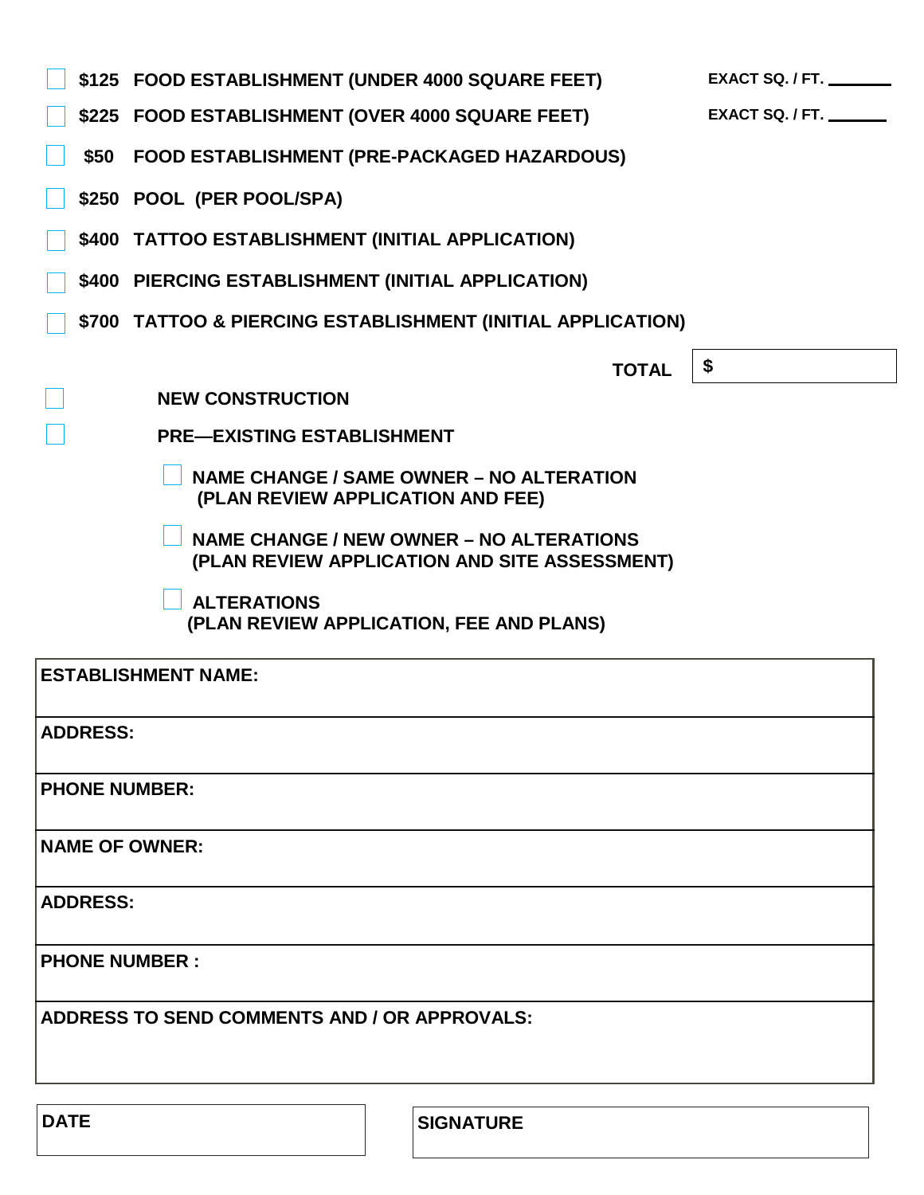- ☐ **$125 FOOD ESTABLISHMENT (UNDER 4000 SQUARE FEET)** — EXACT SQ. / FT. ______
- ☐ **$225 FOOD ESTABLISHMENT (OVER 4000 SQUARE FEET)** — EXACT SQ. / FT. ______
- ☐ **$50 FOOD ESTABLISHMENT (PRE-PACKAGED HAZARDOUS)**
- ☐ **$250 POOL (PER POOL/SPA)**
- ☐ **$400 TATTOO ESTABLISHMENT (INITIAL APPLICATION)**
- ☐ **$400 PIERCING ESTABLISHMENT (INITIAL APPLICATION)**
- ☐ **$700 TATTOO & PIERCING ESTABLISHMENT (INITIAL APPLICATION)**

**TOTAL** $ ______

- ☐ **NEW CONSTRUCTION**
- ☐ **PRE—EXISTING ESTABLISHMENT**
  - ☐ **NAME CHANGE / SAME OWNER – NO ALTERATION (PLAN REVIEW APPLICATION AND FEE)**
  - ☐ **NAME CHANGE / NEW OWNER – NO ALTERATIONS (PLAN REVIEW APPLICATION AND SITE ASSESSMENT)**
  - ☐ **ALTERATIONS (PLAN REVIEW APPLICATION, FEE AND PLANS)**

| | |
|---|---|
| **ESTABLISHMENT NAME:** | |
| **ADDRESS:** | |
| **PHONE NUMBER:** | |
| **NAME OF OWNER:** | |
| **ADDRESS:** | |
| **PHONE NUMBER :** | |
| **ADDRESS TO SEND COMMENTS AND / OR APPROVALS:** | |

| | |
|---|---|
| **DATE** | **SIGNATURE** |
| | |